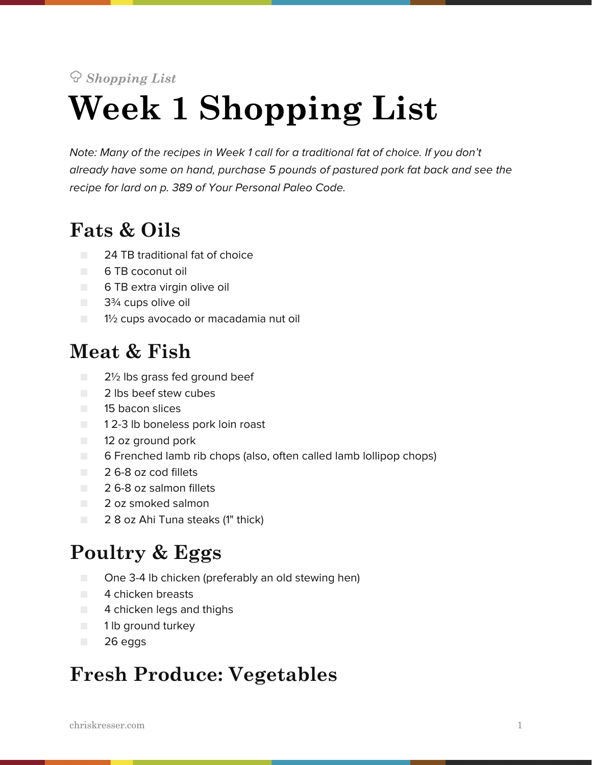*Shopping List*

# Week 1 Shopping List

*Note: Many of the recipes in Week 1 call for a traditional fat of choice. If you don't already have some on hand, purchase 5 pounds of pastured pork fat back and see the recipe for lard on p. 389 of Your Personal Paleo Code.*

## Fats & Oils

- 24 TB traditional fat of choice
- 6 TB coconut oil
- 6 TB extra virgin olive oil
- 3¾ cups olive oil
- 1½ cups avocado or macadamia nut oil

## Meat & Fish

- 2½ lbs grass fed ground beef
- 2 lbs beef stew cubes
- 15 bacon slices
- 1 2-3 lb boneless pork loin roast
- 12 oz ground pork
- 6 Frenched lamb rib chops (also, often called lamb lollipop chops)
- 2 6-8 oz cod fillets
- 2 6-8 oz salmon fillets
- 2 oz smoked salmon
- 2 8 oz Ahi Tuna steaks (1" thick)

## Poultry & Eggs

- One 3-4 lb chicken (preferably an old stewing hen)
- 4 chicken breasts
- 4 chicken legs and thighs
- 1 lb ground turkey
- 26 eggs

## Fresh Produce: Vegetables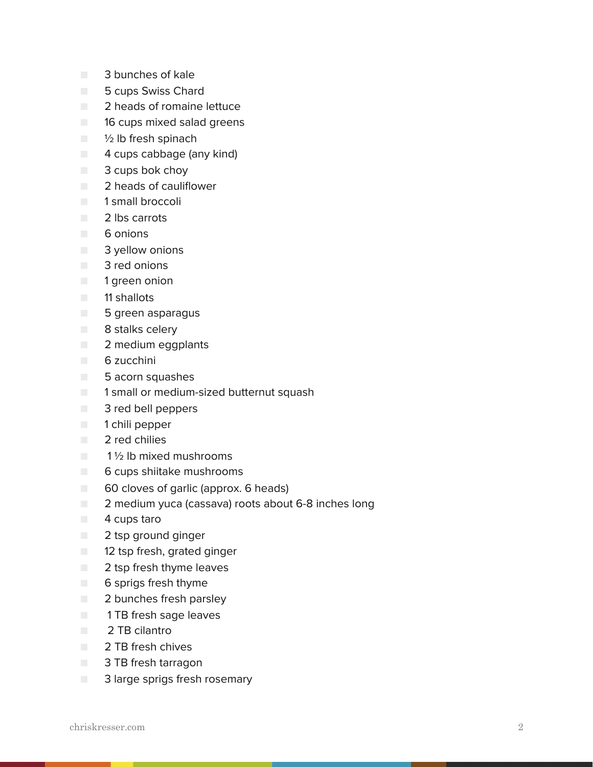- 3 bunches of kale
- 5 cups Swiss Chard
- 2 heads of romaine lettuce
- 16 cups mixed salad greens
- ½ lb fresh spinach
- 4 cups cabbage (any kind)
- 3 cups bok choy
- 2 heads of cauliflower
- 1 small broccoli
- 2 lbs carrots
- 6 onions
- 3 yellow onions
- 3 red onions
- 1 green onion
- 11 shallots
- 5 green asparagus
- 8 stalks celery
- 2 medium eggplants
- 6 zucchini
- 5 acorn squashes
- 1 small or medium-sized butternut squash
- 3 red bell peppers
- 1 chili pepper
- 2 red chilies
- 1 ½ lb mixed mushrooms
- 6 cups shiitake mushrooms
- 60 cloves of garlic (approx. 6 heads)
- 2 medium yuca (cassava) roots about 6-8 inches long
- 4 cups taro
- 2 tsp ground ginger
- 12 tsp fresh, grated ginger
- 2 tsp fresh thyme leaves
- 6 sprigs fresh thyme
- 2 bunches fresh parsley
- 1 TB fresh sage leaves
- 2 TB cilantro
- 2 TB fresh chives
- 3 TB fresh tarragon
- 3 large sprigs fresh rosemary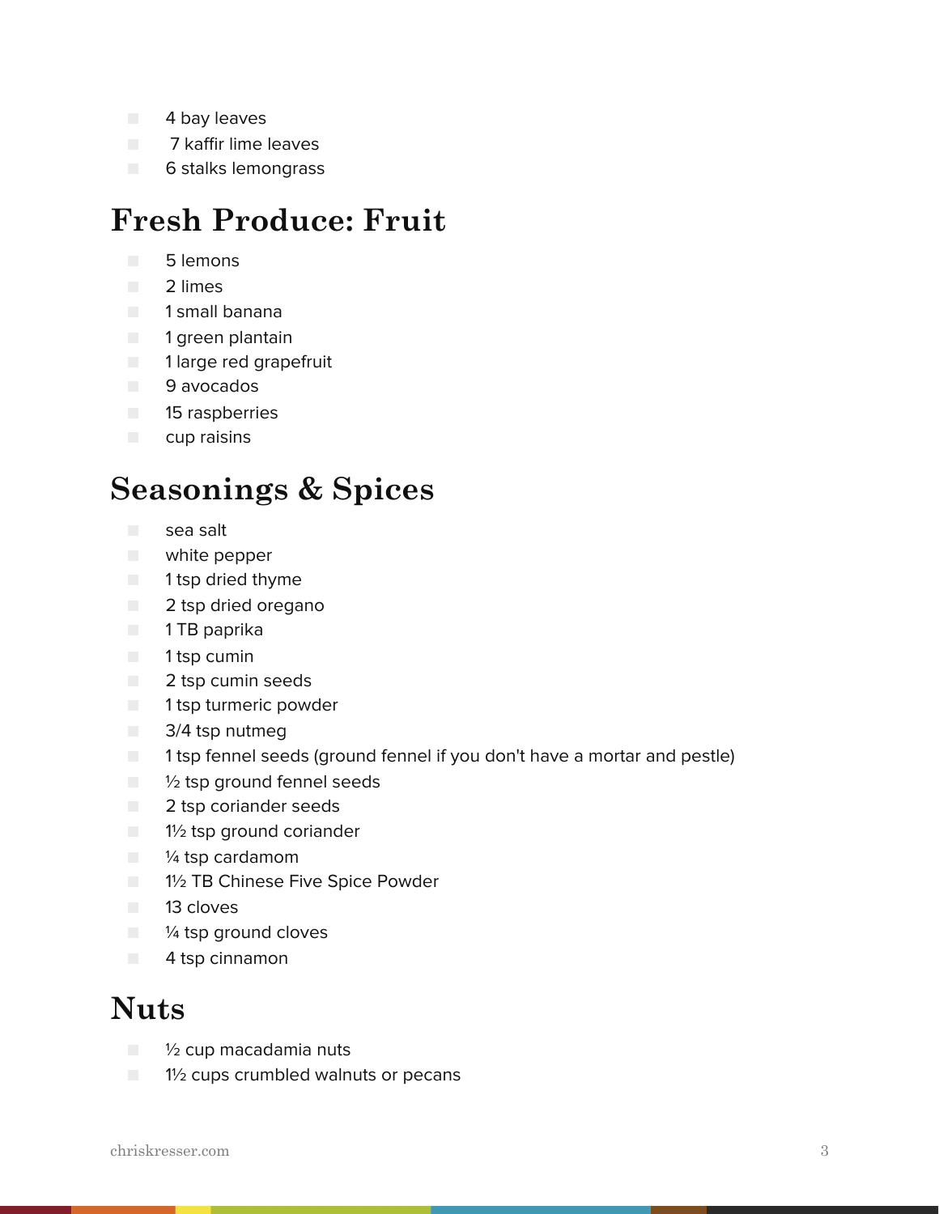- 4 bay leaves
- 7 kaffir lime leaves
- 6 stalks lemongrass

## Fresh Produce: Fruit

- 5 lemons
- 2 limes
- 1 small banana
- 1 green plantain
- 1 large red grapefruit
- 9 avocados
- 15 raspberries
- cup raisins

## Seasonings & Spices

- sea salt
- white pepper
- 1 tsp dried thyme
- 2 tsp dried oregano
- 1 TB paprika
- 1 tsp cumin
- 2 tsp cumin seeds
- 1 tsp turmeric powder
- 3/4 tsp nutmeg
- 1 tsp fennel seeds (ground fennel if you don't have a mortar and pestle)
- ½ tsp ground fennel seeds
- 2 tsp coriander seeds
- 1½ tsp ground coriander
- ¼ tsp cardamom
- 1½ TB Chinese Five Spice Powder
- 13 cloves
- ¼ tsp ground cloves
- 4 tsp cinnamon

## Nuts

- ½ cup macadamia nuts
- 1½ cups crumbled walnuts or pecans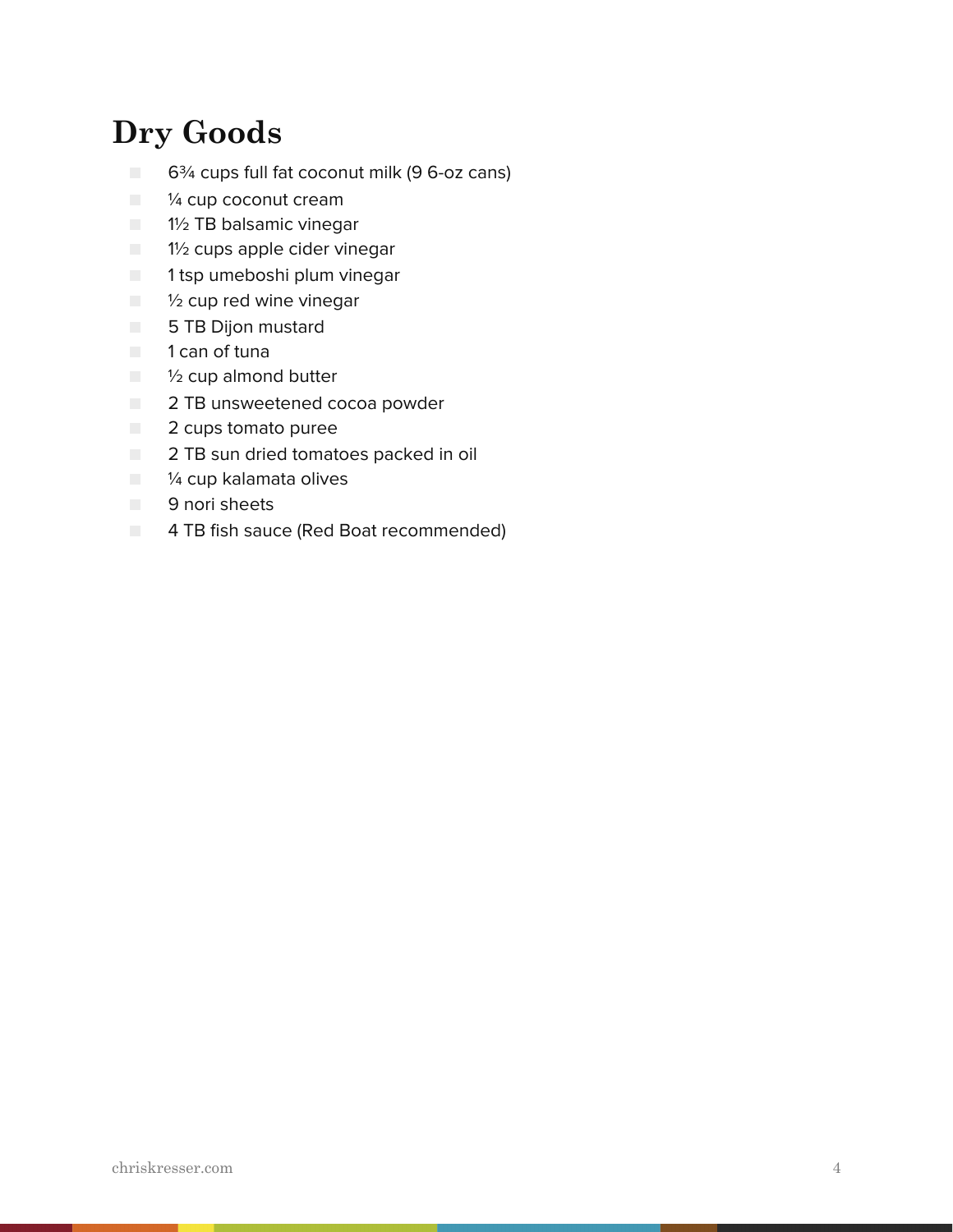# Dry Goods

- 6¾ cups full fat coconut milk (9 6-oz cans)
- ¼ cup coconut cream
- 1½ TB balsamic vinegar
- 1½ cups apple cider vinegar
- 1 tsp umeboshi plum vinegar
- ½ cup red wine vinegar
- 5 TB Dijon mustard
- 1 can of tuna
- ½ cup almond butter
- 2 TB unsweetened cocoa powder
- 2 cups tomato puree
- 2 TB sun dried tomatoes packed in oil
- ¼ cup kalamata olives
- 9 nori sheets
- 4 TB fish sauce (Red Boat recommended)